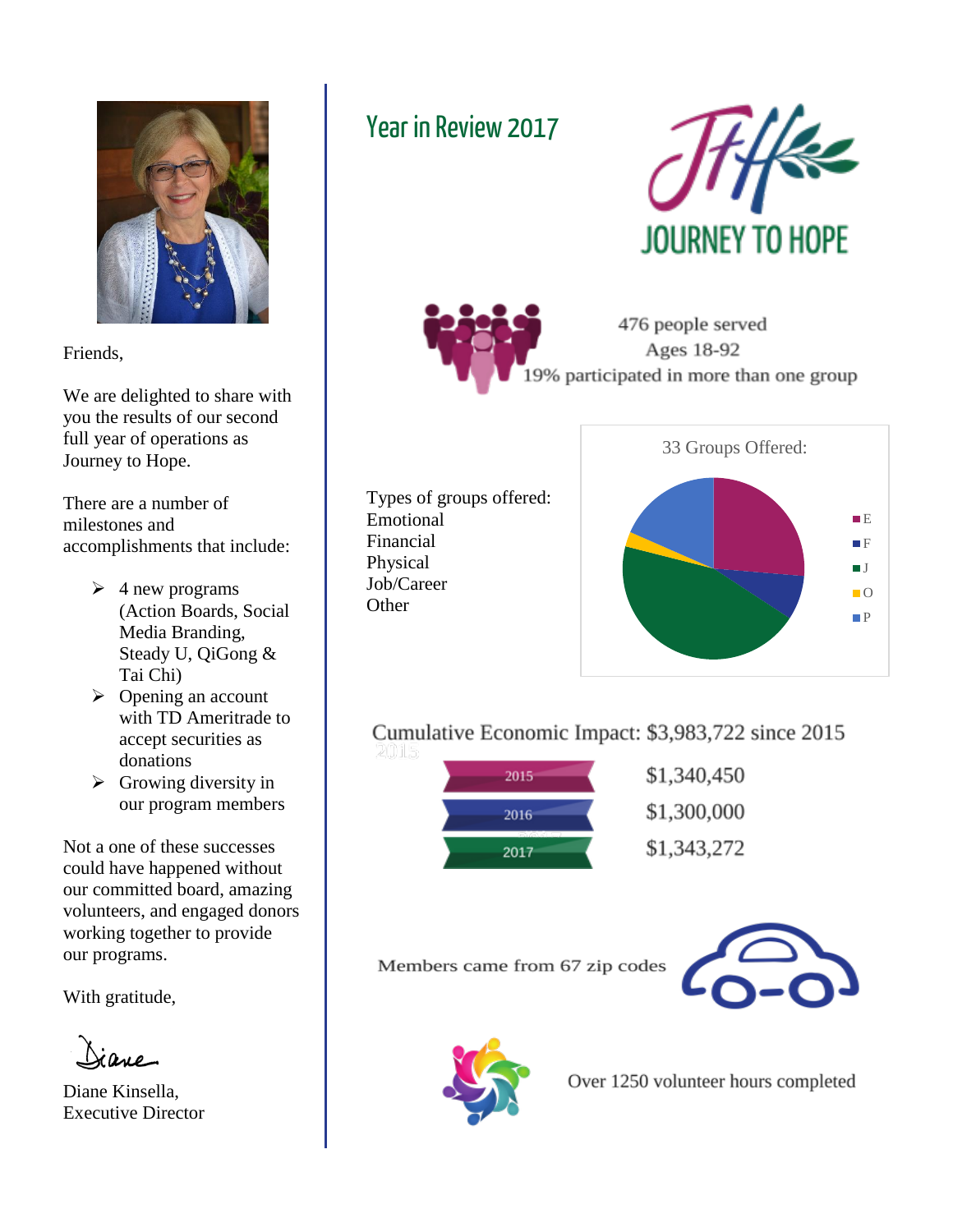# Year in Review 2017

JOURNEY TO HOPE

Friends,

We are delighted to share with you the results of our second full year of operations as Journey to Hope.

There are a number of milestones and accomplishments that include:

- 4 new programs (Action Boards, Social Media Branding, Steady U, QiGong & Tai Chi)
- Opening an account with TD Ameritrade to accept securities as donations
- Growing diversity in our program members

Not a one of these successes could have happened without our committed board, amazing volunteers, and engaged donors working together to provide our programs.

With gratitude,

Diane

Diane Kinsella,
Executive Director

476 people served
Ages 18-92
19% participated in more than one group

Types of groups offered:
Emotional
Financial
Physical
Job/Career
Other

33 Groups Offered:

E, F, J, O, P

Cumulative Economic Impact: $3,983,722 since 2015

| Year | Impact |
| --- | --- |
| 2015 | $1,340,450 |
| 2016 | $1,300,000 |
| 2017 | $1,343,272 |

Members came from 67 zip codes

Over 1250 volunteer hours completed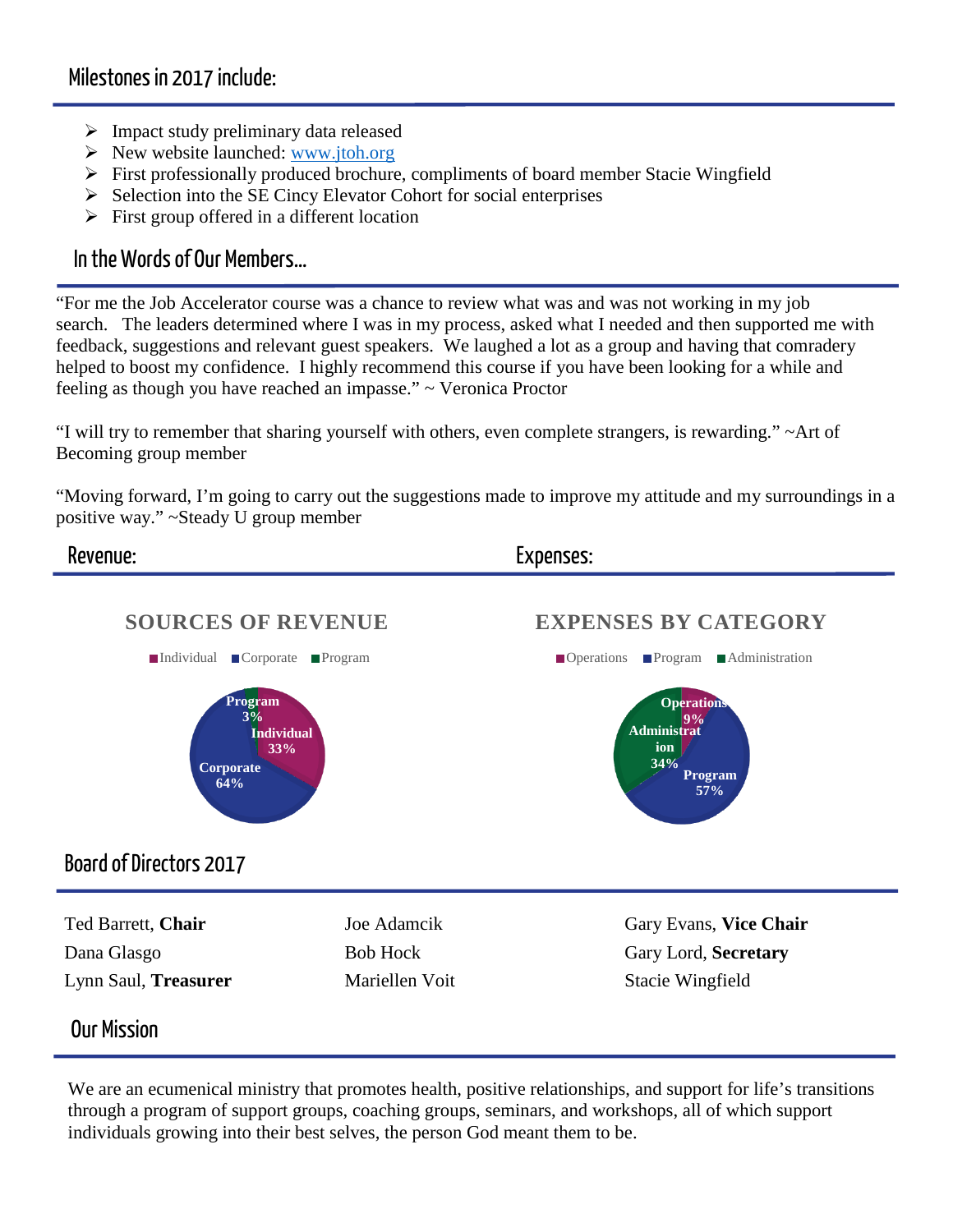## Milestones in 2017 include:

- Impact study preliminary data released
- New website launched: www.jtoh.org
- First professionally produced brochure, compliments of board member Stacie Wingfield
- Selection into the SE Cincy Elevator Cohort for social enterprises
- First group offered in a different location

## In the Words of Our Members…

"For me the Job Accelerator course was a chance to review what was and was not working in my job search. The leaders determined where I was in my process, asked what I needed and then supported me with feedback, suggestions and relevant guest speakers. We laughed a lot as a group and having that comradery helped to boost my confidence. I highly recommend this course if you have been looking for a while and feeling as though you have reached an impasse." ~ Veronica Proctor

"I will try to remember that sharing yourself with others, even complete strangers, is rewarding." ~Art of Becoming group member

"Moving forward, I'm going to carry out the suggestions made to improve my attitude and my surroundings in a positive way." ~Steady U group member

## Revenue:

SOURCES OF REVENUE

Individual Corporate Program

Program 3%
Individual 33%
Corporate 64%

## Expenses:

EXPENSES BY CATEGORY

Operations Program Administration

Operations 9%
Administration 34%
Program 57%

## Board of Directors 2017

Ted Barrett, **Chair**
Dana Glasgo
Lynn Saul, **Treasurer**
Joe Adamcik
Bob Hock
Mariellen Voit
Gary Evans, **Vice Chair**
Gary Lord, **Secretary**
Stacie Wingfield

## Our Mission

We are an ecumenical ministry that promotes health, positive relationships, and support for life's transitions through a program of support groups, coaching groups, seminars, and workshops, all of which support individuals growing into their best selves, the person God meant them to be.